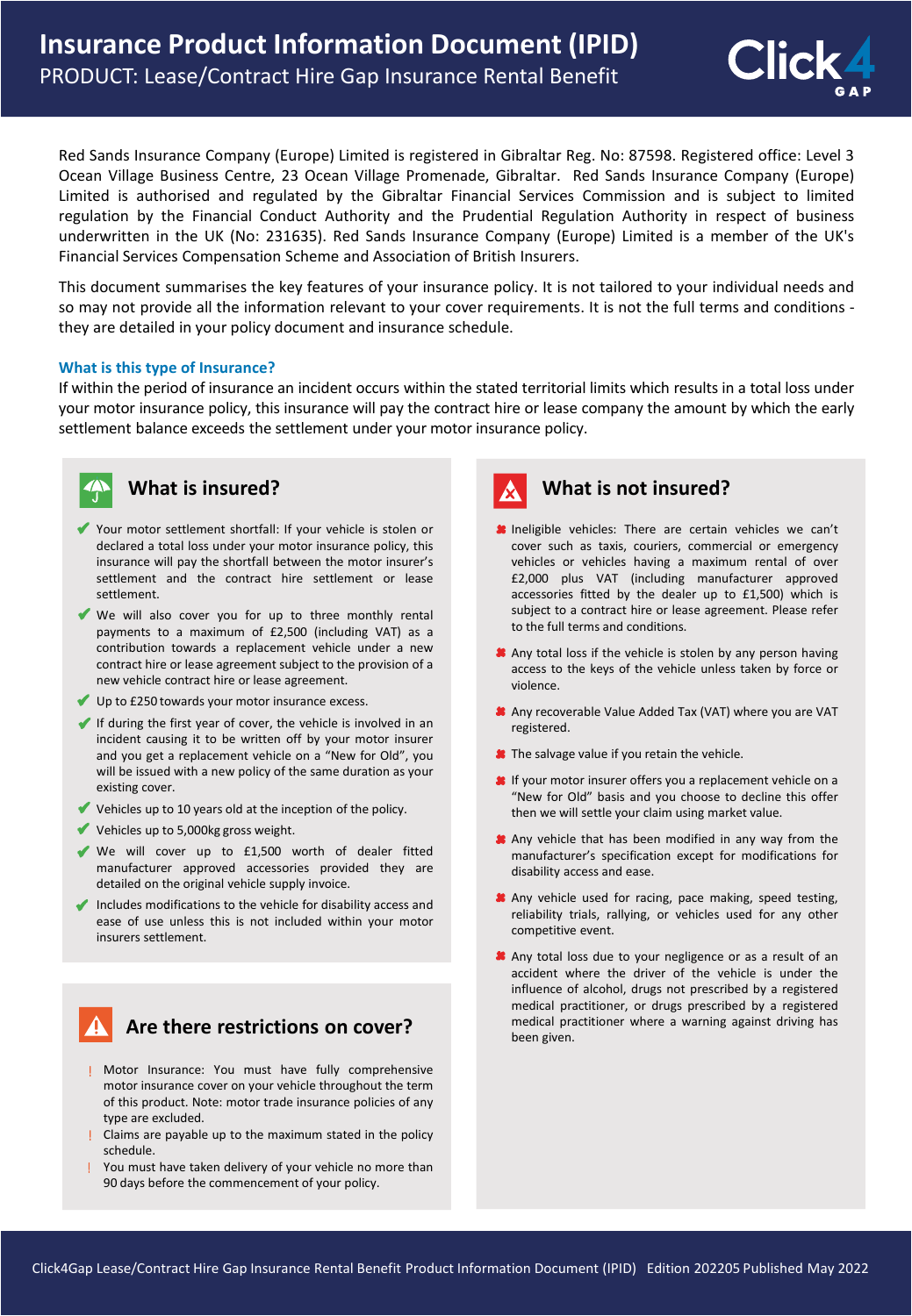# Insurance Product Information Document (IPID)

PRODUCT: Lease/Contract Hire Gap Insurance Rental Benefit

Click4 GAP

Red Sands Insurance Company (Europe) Limited is registered in Gibraltar Reg. No: 87598. Registered office: Level 3 Ocean Village Business Centre, 23 Ocean Village Promenade, Gibraltar. Red Sands Insurance Company (Europe) Limited is authorised and regulated by the Gibraltar Financial Services Commission and is subject to limited regulation by the Financial Conduct Authority and the Prudential Regulation Authority in respect of business underwritten in the UK (No: 231635). Red Sands Insurance Company (Europe) Limited is a member of the UK's Financial Services Compensation Scheme and Association of British Insurers.

This document summarises the key features of your insurance policy. It is not tailored to your individual needs and so may not provide all the information relevant to your cover requirements. It is not the full terms and conditions - they are detailed in your policy document and insurance schedule.

### What is this type of Insurance?

If within the period of insurance an incident occurs within the stated territorial limits which results in a total loss under your motor insurance policy, this insurance will pay the contract hire or lease company the amount by which the early settlement balance exceeds the settlement under your motor insurance policy.

## What is insured?

- Your motor settlement shortfall: If your vehicle is stolen or declared a total loss under your motor insurance policy, this insurance will pay the shortfall between the motor insurer's settlement and the contract hire settlement or lease settlement.
- We will also cover you for up to three monthly rental payments to a maximum of £2,500 (including VAT) as a contribution towards a replacement vehicle under a new contract hire or lease agreement subject to the provision of a new vehicle contract hire or lease agreement.
- Up to £250 towards your motor insurance excess.
- If during the first year of cover, the vehicle is involved in an incident causing it to be written off by your motor insurer and you get a replacement vehicle on a "New for Old", you will be issued with a new policy of the same duration as your existing cover.
- Vehicles up to 10 years old at the inception of the policy.
- Vehicles up to 5,000kg gross weight.
- We will cover up to £1,500 worth of dealer fitted manufacturer approved accessories provided they are detailed on the original vehicle supply invoice.
- Includes modifications to the vehicle for disability access and ease of use unless this is not included within your motor insurers settlement.

## Are there restrictions on cover?

- Motor Insurance: You must have fully comprehensive motor insurance cover on your vehicle throughout the term of this product. Note: motor trade insurance policies of any type are excluded.
- Claims are payable up to the maximum stated in the policy schedule.
- You must have taken delivery of your vehicle no more than 90 days before the commencement of your policy.

## What is not insured?

- Ineligible vehicles: There are certain vehicles we can't cover such as taxis, couriers, commercial or emergency vehicles or vehicles having a maximum rental of over £2,000 plus VAT (including manufacturer approved accessories fitted by the dealer up to £1,500) which is subject to a contract hire or lease agreement. Please refer to the full terms and conditions.
- Any total loss if the vehicle is stolen by any person having access to the keys of the vehicle unless taken by force or violence.
- Any recoverable Value Added Tax (VAT) where you are VAT registered.
- The salvage value if you retain the vehicle.
- If your motor insurer offers you a replacement vehicle on a "New for Old" basis and you choose to decline this offer then we will settle your claim using market value.
- Any vehicle that has been modified in any way from the manufacturer's specification except for modifications for disability access and ease.
- Any vehicle used for racing, pace making, speed testing, reliability trials, rallying, or vehicles used for any other competitive event.
- Any total loss due to your negligence or as a result of an accident where the driver of the vehicle is under the influence of alcohol, drugs not prescribed by a registered medical practitioner, or drugs prescribed by a registered medical practitioner where a warning against driving has been given.

Click4Gap Lease/Contract Hire Gap Insurance Rental Benefit Product Information Document (IPID) Edition 202205 Published May 2022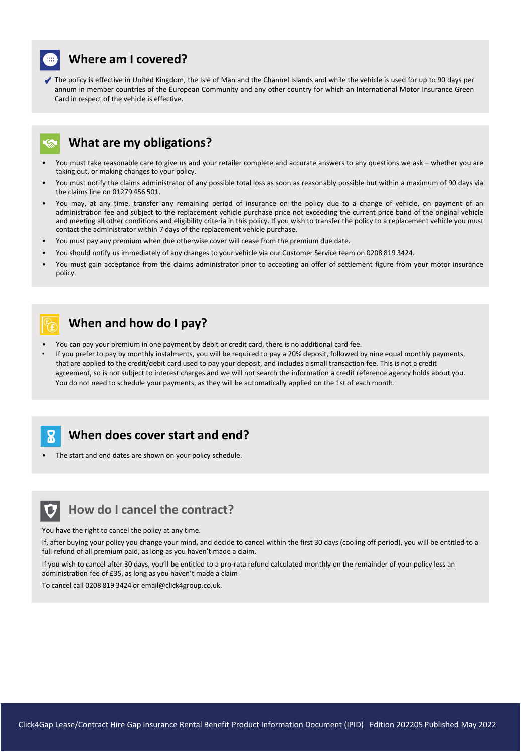## Where am I covered?

- ✔ The policy is effective in United Kingdom, the Isle of Man and the Channel Islands and while the vehicle is used for up to 90 days per annum in member countries of the European Community and any other country for which an International Motor Insurance Green Card in respect of the vehicle is effective.

## What are my obligations?

- You must take reasonable care to give us and your retailer complete and accurate answers to any questions we ask – whether you are taking out, or making changes to your policy.
- You must notify the claims administrator of any possible total loss as soon as reasonably possible but within a maximum of 90 days via the claims line on 01279 456 501.
- You may, at any time, transfer any remaining period of insurance on the policy due to a change of vehicle, on payment of an administration fee and subject to the replacement vehicle purchase price not exceeding the current price band of the original vehicle and meeting all other conditions and eligibility criteria in this policy. If you wish to transfer the policy to a replacement vehicle you must contact the administrator within 7 days of the replacement vehicle purchase.
- You must pay any premium when due otherwise cover will cease from the premium due date.
- You should notify us immediately of any changes to your vehicle via our Customer Service team on 0208 819 3424.
- You must gain acceptance from the claims administrator prior to accepting an offer of settlement figure from your motor insurance policy.

## When and how do I pay?

- You can pay your premium in one payment by debit or credit card, there is no additional card fee.
- If you prefer to pay by monthly instalments, you will be required to pay a 20% deposit, followed by nine equal monthly payments, that are applied to the credit/debit card used to pay your deposit, and includes a small transaction fee. This is not a credit agreement, so is not subject to interest charges and we will not search the information a credit reference agency holds about you. You do not need to schedule your payments, as they will be automatically applied on the 1st of each month.

## When does cover start and end?

- The start and end dates are shown on your policy schedule.

## How do I cancel the contract?

You have the right to cancel the policy at any time.

If, after buying your policy you change your mind, and decide to cancel within the first 30 days (cooling off period), you will be entitled to a full refund of all premium paid, as long as you haven't made a claim.

If you wish to cancel after 30 days, you'll be entitled to a pro-rata refund calculated monthly on the remainder of your policy less an administration fee of £35, as long as you haven't made a claim

To cancel call 0208 819 3424 or email@click4group.co.uk.

Click4Gap Lease/Contract Hire Gap Insurance Rental Benefit Product Information Document (IPID) Edition 202205 Published May 2022